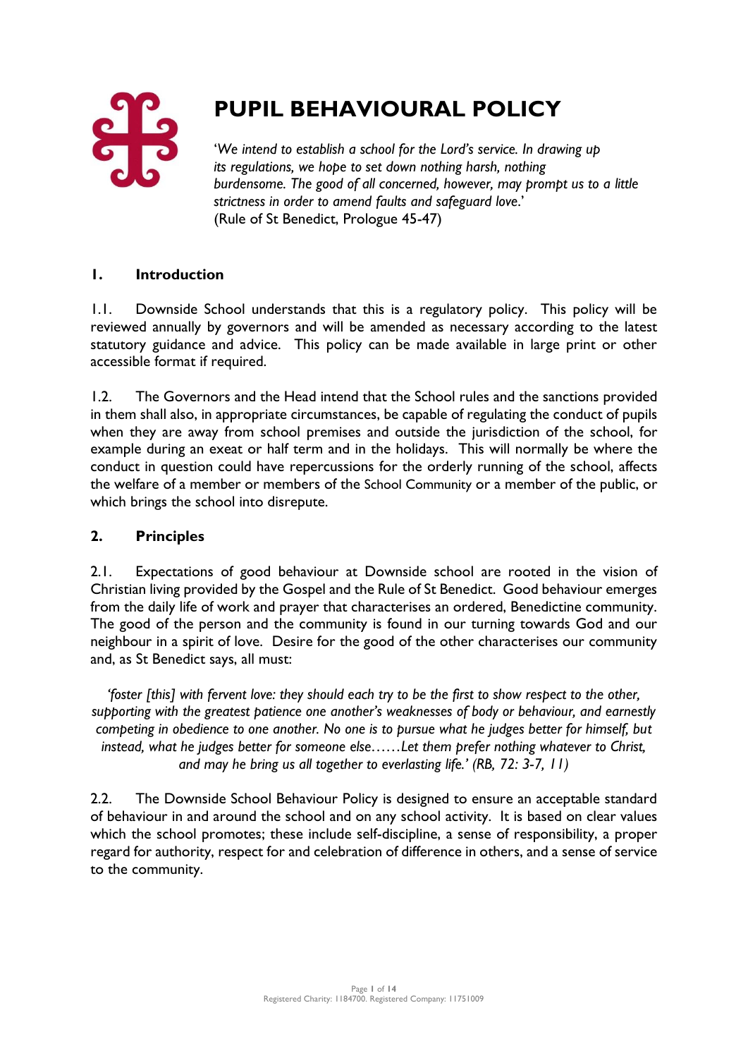# PUPIL BEHAVIOURAL POLICY

'*We intend to establish a school for the Lord's service. In drawing up its regulations, we hope to set down nothing harsh, nothing burdensome. The good of all concerned, however, may prompt us to a little strictness in order to amend faults and safeguard love*.'
(Rule of St Benedict, Prologue 45-47)

## 1. Introduction

1.1. Downside School understands that this is a regulatory policy. This policy will be reviewed annually by governors and will be amended as necessary according to the latest statutory guidance and advice. This policy can be made available in large print or other accessible format if required.

1.2. The Governors and the Head intend that the School rules and the sanctions provided in them shall also, in appropriate circumstances, be capable of regulating the conduct of pupils when they are away from school premises and outside the jurisdiction of the school, for example during an exeat or half term and in the holidays. This will normally be where the conduct in question could have repercussions for the orderly running of the school, affects the welfare of a member or members of the School Community or a member of the public, or which brings the school into disrepute.

## 2. Principles

2.1. Expectations of good behaviour at Downside school are rooted in the vision of Christian living provided by the Gospel and the Rule of St Benedict. Good behaviour emerges from the daily life of work and prayer that characterises an ordered, Benedictine community. The good of the person and the community is found in our turning towards God and our neighbour in a spirit of love. Desire for the good of the other characterises our community and, as St Benedict says, all must:

*'foster [this] with fervent love: they should each try to be the first to show respect to the other, supporting with the greatest patience one another's weaknesses of body or behaviour, and earnestly competing in obedience to one another. No one is to pursue what he judges better for himself, but instead, what he judges better for someone else……Let them prefer nothing whatever to Christ, and may he bring us all together to everlasting life.' (RB, 72: 3-7, 11)*

2.2. The Downside School Behaviour Policy is designed to ensure an acceptable standard of behaviour in and around the school and on any school activity. It is based on clear values which the school promotes; these include self-discipline, a sense of responsibility, a proper regard for authority, respect for and celebration of difference in others, and a sense of service to the community.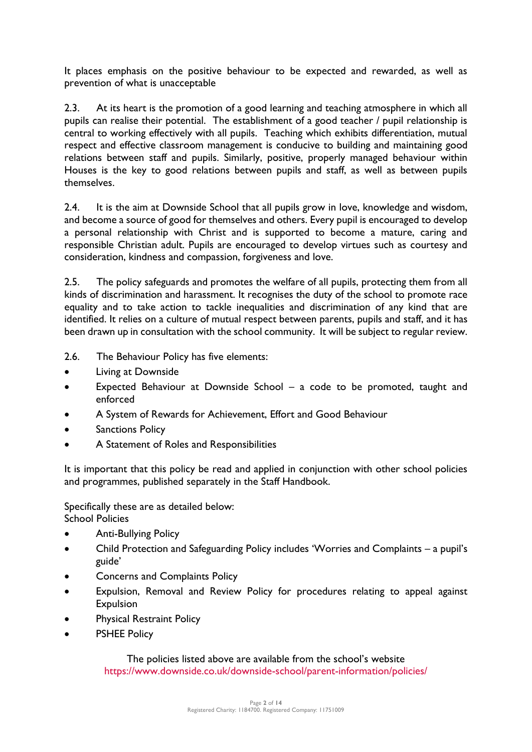It places emphasis on the positive behaviour to be expected and rewarded, as well as prevention of what is unacceptable

2.3. At its heart is the promotion of a good learning and teaching atmosphere in which all pupils can realise their potential. The establishment of a good teacher / pupil relationship is central to working effectively with all pupils. Teaching which exhibits differentiation, mutual respect and effective classroom management is conducive to building and maintaining good relations between staff and pupils. Similarly, positive, properly managed behaviour within Houses is the key to good relations between pupils and staff, as well as between pupils themselves.

2.4. It is the aim at Downside School that all pupils grow in love, knowledge and wisdom, and become a source of good for themselves and others. Every pupil is encouraged to develop a personal relationship with Christ and is supported to become a mature, caring and responsible Christian adult. Pupils are encouraged to develop virtues such as courtesy and consideration, kindness and compassion, forgiveness and love.

2.5. The policy safeguards and promotes the welfare of all pupils, protecting them from all kinds of discrimination and harassment. It recognises the duty of the school to promote race equality and to take action to tackle inequalities and discrimination of any kind that are identified. It relies on a culture of mutual respect between parents, pupils and staff, and it has been drawn up in consultation with the school community. It will be subject to regular review.

2.6. The Behaviour Policy has five elements:

- Living at Downside
- Expected Behaviour at Downside School – a code to be promoted, taught and enforced
- A System of Rewards for Achievement, Effort and Good Behaviour
- Sanctions Policy
- A Statement of Roles and Responsibilities

It is important that this policy be read and applied in conjunction with other school policies and programmes, published separately in the Staff Handbook.

Specifically these are as detailed below:
School Policies

- Anti-Bullying Policy
- Child Protection and Safeguarding Policy includes 'Worries and Complaints – a pupil's guide'
- Concerns and Complaints Policy
- Expulsion, Removal and Review Policy for procedures relating to appeal against Expulsion
- Physical Restraint Policy
- PSHEE Policy

The policies listed above are available from the school's website
https://www.downside.co.uk/downside-school/parent-information/policies/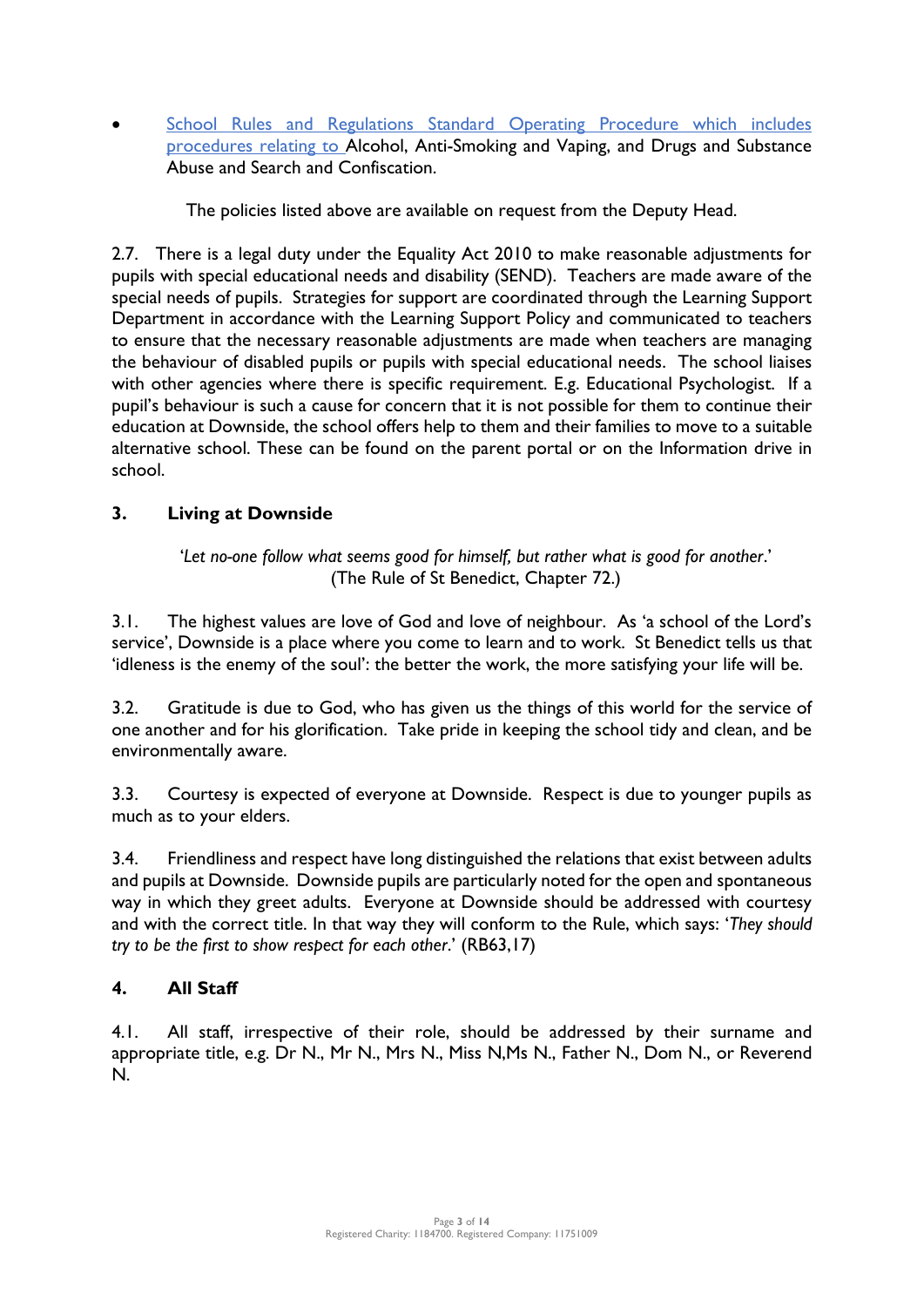- School Rules and Regulations Standard Operating Procedure which includes procedures relating to Alcohol, Anti-Smoking and Vaping, and Drugs and Substance Abuse and Search and Confiscation.

The policies listed above are available on request from the Deputy Head.

2.7. There is a legal duty under the Equality Act 2010 to make reasonable adjustments for pupils with special educational needs and disability (SEND). Teachers are made aware of the special needs of pupils. Strategies for support are coordinated through the Learning Support Department in accordance with the Learning Support Policy and communicated to teachers to ensure that the necessary reasonable adjustments are made when teachers are managing the behaviour of disabled pupils or pupils with special educational needs. The school liaises with other agencies where there is specific requirement. E.g. Educational Psychologist. If a pupil's behaviour is such a cause for concern that it is not possible for them to continue their education at Downside, the school offers help to them and their families to move to a suitable alternative school. These can be found on the parent portal or on the Information drive in school.

## 3. Living at Downside

'*Let no-one follow what seems good for himself, but rather what is good for another*.'
(The Rule of St Benedict, Chapter 72.)

3.1. The highest values are love of God and love of neighbour. As 'a school of the Lord's service', Downside is a place where you come to learn and to work. St Benedict tells us that 'idleness is the enemy of the soul': the better the work, the more satisfying your life will be.

3.2. Gratitude is due to God, who has given us the things of this world for the service of one another and for his glorification. Take pride in keeping the school tidy and clean, and be environmentally aware.

3.3. Courtesy is expected of everyone at Downside. Respect is due to younger pupils as much as to your elders.

3.4. Friendliness and respect have long distinguished the relations that exist between adults and pupils at Downside. Downside pupils are particularly noted for the open and spontaneous way in which they greet adults. Everyone at Downside should be addressed with courtesy and with the correct title. In that way they will conform to the Rule, which says: '*They should try to be the first to show respect for each other*.' (RB63,17)

## 4. All Staff

4.1. All staff, irrespective of their role, should be addressed by their surname and appropriate title, e.g. Dr N., Mr N., Mrs N., Miss N,Ms N., Father N., Dom N., or Reverend N.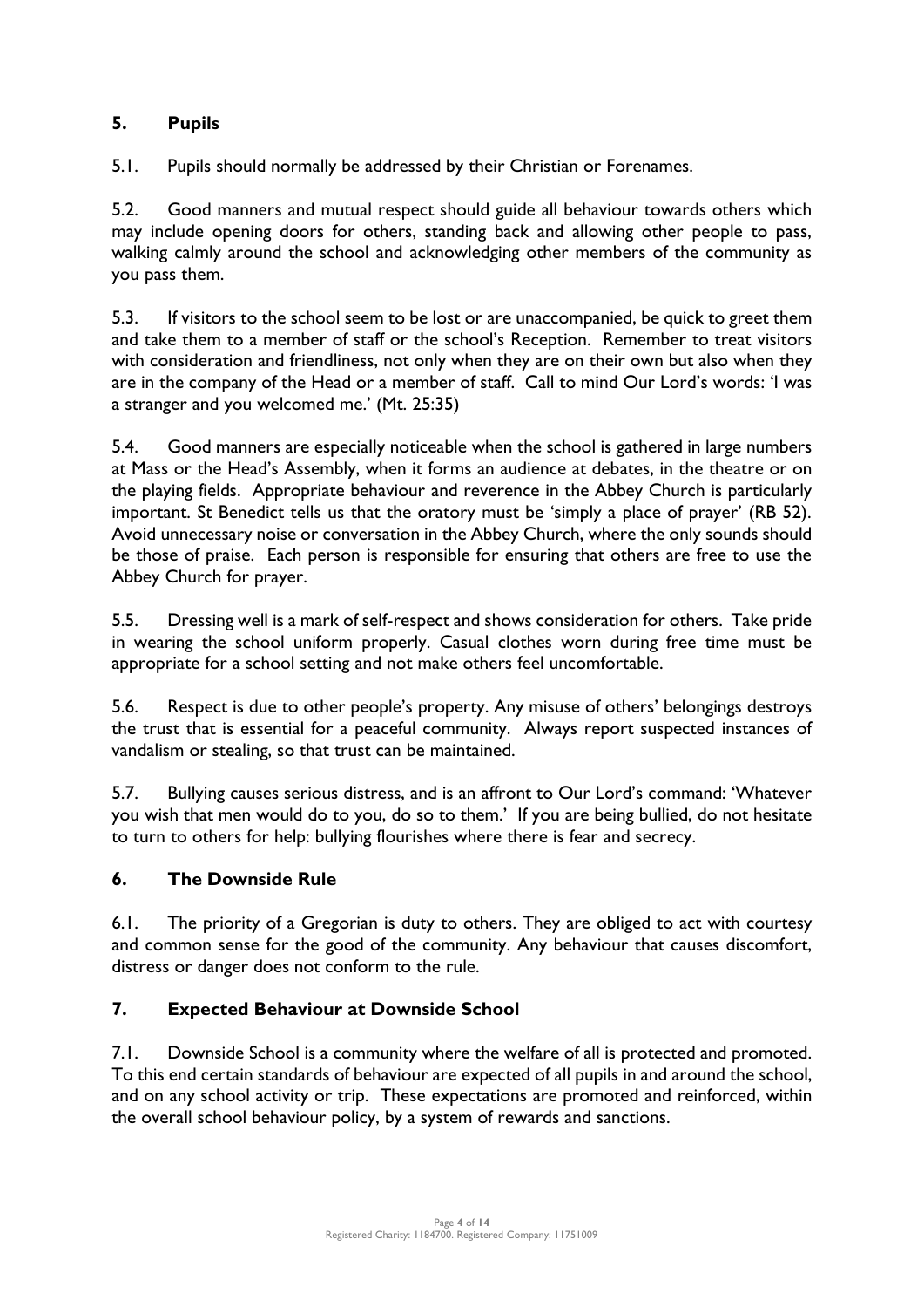## 5. Pupils

5.1. Pupils should normally be addressed by their Christian or Forenames.

5.2. Good manners and mutual respect should guide all behaviour towards others which may include opening doors for others, standing back and allowing other people to pass, walking calmly around the school and acknowledging other members of the community as you pass them.

5.3. If visitors to the school seem to be lost or are unaccompanied, be quick to greet them and take them to a member of staff or the school's Reception. Remember to treat visitors with consideration and friendliness, not only when they are on their own but also when they are in the company of the Head or a member of staff. Call to mind Our Lord's words: 'I was a stranger and you welcomed me.' (Mt. 25:35)

5.4. Good manners are especially noticeable when the school is gathered in large numbers at Mass or the Head's Assembly, when it forms an audience at debates, in the theatre or on the playing fields. Appropriate behaviour and reverence in the Abbey Church is particularly important. St Benedict tells us that the oratory must be 'simply a place of prayer' (RB 52). Avoid unnecessary noise or conversation in the Abbey Church, where the only sounds should be those of praise. Each person is responsible for ensuring that others are free to use the Abbey Church for prayer.

5.5. Dressing well is a mark of self-respect and shows consideration for others. Take pride in wearing the school uniform properly. Casual clothes worn during free time must be appropriate for a school setting and not make others feel uncomfortable.

5.6. Respect is due to other people's property. Any misuse of others' belongings destroys the trust that is essential for a peaceful community. Always report suspected instances of vandalism or stealing, so that trust can be maintained.

5.7. Bullying causes serious distress, and is an affront to Our Lord's command: 'Whatever you wish that men would do to you, do so to them.' If you are being bullied, do not hesitate to turn to others for help: bullying flourishes where there is fear and secrecy.

## 6. The Downside Rule

6.1. The priority of a Gregorian is duty to others. They are obliged to act with courtesy and common sense for the good of the community. Any behaviour that causes discomfort, distress or danger does not conform to the rule.

## 7. Expected Behaviour at Downside School

7.1. Downside School is a community where the welfare of all is protected and promoted. To this end certain standards of behaviour are expected of all pupils in and around the school, and on any school activity or trip. These expectations are promoted and reinforced, within the overall school behaviour policy, by a system of rewards and sanctions.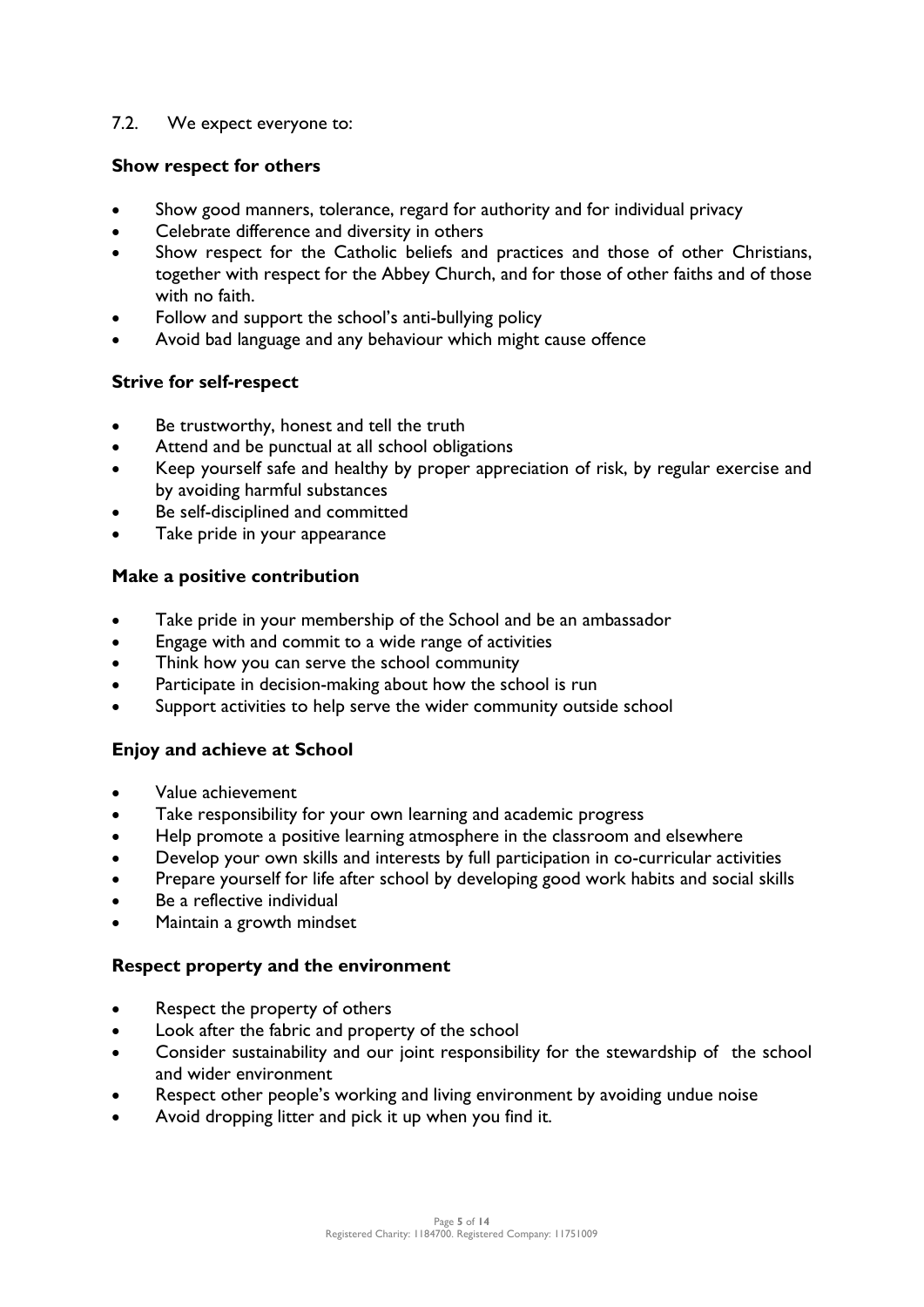7.2. We expect everyone to:

**Show respect for others**

- Show good manners, tolerance, regard for authority and for individual privacy
- Celebrate difference and diversity in others
- Show respect for the Catholic beliefs and practices and those of other Christians, together with respect for the Abbey Church, and for those of other faiths and of those with no faith.
- Follow and support the school's anti-bullying policy
- Avoid bad language and any behaviour which might cause offence

**Strive for self-respect**

- Be trustworthy, honest and tell the truth
- Attend and be punctual at all school obligations
- Keep yourself safe and healthy by proper appreciation of risk, by regular exercise and by avoiding harmful substances
- Be self-disciplined and committed
- Take pride in your appearance

**Make a positive contribution**

- Take pride in your membership of the School and be an ambassador
- Engage with and commit to a wide range of activities
- Think how you can serve the school community
- Participate in decision-making about how the school is run
- Support activities to help serve the wider community outside school

**Enjoy and achieve at School**

- Value achievement
- Take responsibility for your own learning and academic progress
- Help promote a positive learning atmosphere in the classroom and elsewhere
- Develop your own skills and interests by full participation in co-curricular activities
- Prepare yourself for life after school by developing good work habits and social skills
- Be a reflective individual
- Maintain a growth mindset

**Respect property and the environment**

- Respect the property of others
- Look after the fabric and property of the school
- Consider sustainability and our joint responsibility for the stewardship of the school and wider environment
- Respect other people's working and living environment by avoiding undue noise
- Avoid dropping litter and pick it up when you find it.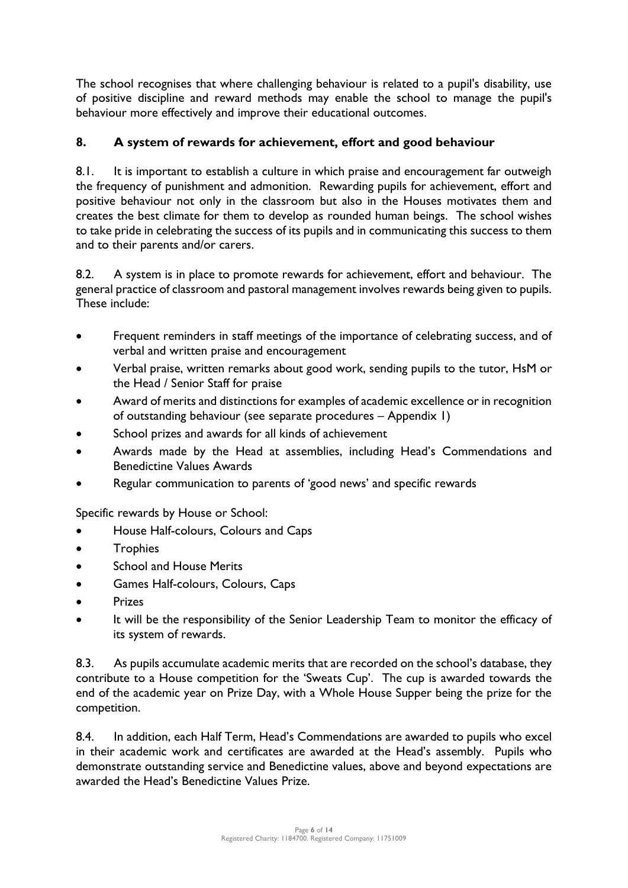The school recognises that where challenging behaviour is related to a pupil's disability, use of positive discipline and reward methods may enable the school to manage the pupil's behaviour more effectively and improve their educational outcomes.

## 8. A system of rewards for achievement, effort and good behaviour

8.1. It is important to establish a culture in which praise and encouragement far outweigh the frequency of punishment and admonition. Rewarding pupils for achievement, effort and positive behaviour not only in the classroom but also in the Houses motivates them and creates the best climate for them to develop as rounded human beings. The school wishes to take pride in celebrating the success of its pupils and in communicating this success to them and to their parents and/or carers.

8.2. A system is in place to promote rewards for achievement, effort and behaviour. The general practice of classroom and pastoral management involves rewards being given to pupils. These include:

- Frequent reminders in staff meetings of the importance of celebrating success, and of verbal and written praise and encouragement
- Verbal praise, written remarks about good work, sending pupils to the tutor, HsM or the Head / Senior Staff for praise
- Award of merits and distinctions for examples of academic excellence or in recognition of outstanding behaviour (see separate procedures – Appendix 1)
- School prizes and awards for all kinds of achievement
- Awards made by the Head at assemblies, including Head's Commendations and Benedictine Values Awards
- Regular communication to parents of 'good news' and specific rewards

Specific rewards by House or School:

- House Half-colours, Colours and Caps
- Trophies
- School and House Merits
- Games Half-colours, Colours, Caps
- Prizes
- It will be the responsibility of the Senior Leadership Team to monitor the efficacy of its system of rewards.

8.3. As pupils accumulate academic merits that are recorded on the school's database, they contribute to a House competition for the 'Sweats Cup'. The cup is awarded towards the end of the academic year on Prize Day, with a Whole House Supper being the prize for the competition.

8.4. In addition, each Half Term, Head's Commendations are awarded to pupils who excel in their academic work and certificates are awarded at the Head's assembly. Pupils who demonstrate outstanding service and Benedictine values, above and beyond expectations are awarded the Head's Benedictine Values Prize.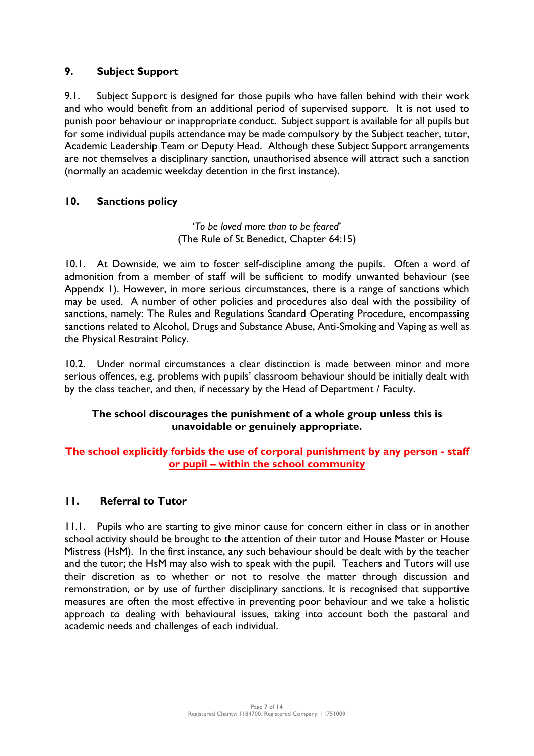## 9. Subject Support

9.1. Subject Support is designed for those pupils who have fallen behind with their work and who would benefit from an additional period of supervised support. It is not used to punish poor behaviour or inappropriate conduct. Subject support is available for all pupils but for some individual pupils attendance may be made compulsory by the Subject teacher, tutor, Academic Leadership Team or Deputy Head. Although these Subject Support arrangements are not themselves a disciplinary sanction, unauthorised absence will attract such a sanction (normally an academic weekday detention in the first instance).

## 10. Sanctions policy

'*To be loved more than to be feared*'
(The Rule of St Benedict, Chapter 64:15)

10.1. At Downside, we aim to foster self-discipline among the pupils. Often a word of admonition from a member of staff will be sufficient to modify unwanted behaviour (see Appendx 1). However, in more serious circumstances, there is a range of sanctions which may be used. A number of other policies and procedures also deal with the possibility of sanctions, namely: The Rules and Regulations Standard Operating Procedure, encompassing sanctions related to Alcohol, Drugs and Substance Abuse, Anti-Smoking and Vaping as well as the Physical Restraint Policy.

10.2. Under normal circumstances a clear distinction is made between minor and more serious offences, e.g. problems with pupils' classroom behaviour should be initially dealt with by the class teacher, and then, if necessary by the Head of Department / Faculty.

**The school discourages the punishment of a whole group unless this is unavoidable or genuinely appropriate.**

**The school explicitly forbids the use of corporal punishment by any person - staff or pupil – within the school community**

## 11. Referral to Tutor

11.1. Pupils who are starting to give minor cause for concern either in class or in another school activity should be brought to the attention of their tutor and House Master or House Mistress (HsM). In the first instance, any such behaviour should be dealt with by the teacher and the tutor; the HsM may also wish to speak with the pupil. Teachers and Tutors will use their discretion as to whether or not to resolve the matter through discussion and remonstration, or by use of further disciplinary sanctions. It is recognised that supportive measures are often the most effective in preventing poor behaviour and we take a holistic approach to dealing with behavioural issues, taking into account both the pastoral and academic needs and challenges of each individual.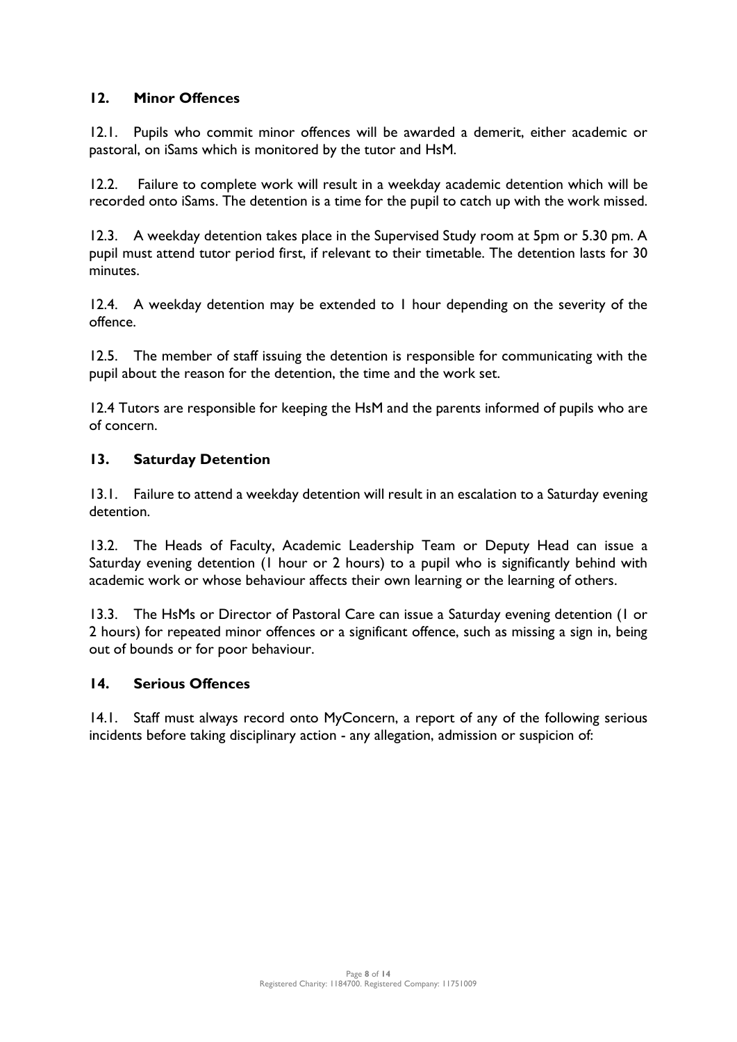## 12. Minor Offences

12.1. Pupils who commit minor offences will be awarded a demerit, either academic or pastoral, on iSams which is monitored by the tutor and HsM.

12.2. Failure to complete work will result in a weekday academic detention which will be recorded onto iSams. The detention is a time for the pupil to catch up with the work missed.

12.3. A weekday detention takes place in the Supervised Study room at 5pm or 5.30 pm. A pupil must attend tutor period first, if relevant to their timetable. The detention lasts for 30 minutes.

12.4. A weekday detention may be extended to 1 hour depending on the severity of the offence.

12.5. The member of staff issuing the detention is responsible for communicating with the pupil about the reason for the detention, the time and the work set.

12.4 Tutors are responsible for keeping the HsM and the parents informed of pupils who are of concern.

## 13. Saturday Detention

13.1. Failure to attend a weekday detention will result in an escalation to a Saturday evening detention.

13.2. The Heads of Faculty, Academic Leadership Team or Deputy Head can issue a Saturday evening detention (1 hour or 2 hours) to a pupil who is significantly behind with academic work or whose behaviour affects their own learning or the learning of others.

13.3. The HsMs or Director of Pastoral Care can issue a Saturday evening detention (1 or 2 hours) for repeated minor offences or a significant offence, such as missing a sign in, being out of bounds or for poor behaviour.

## 14. Serious Offences

14.1. Staff must always record onto MyConcern, a report of any of the following serious incidents before taking disciplinary action - any allegation, admission or suspicion of: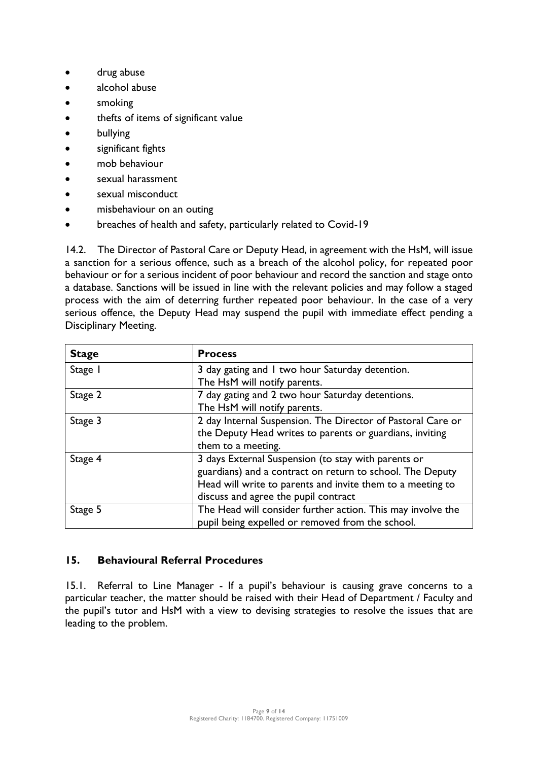- drug abuse
- alcohol abuse
- smoking
- thefts of items of significant value
- bullying
- significant fights
- mob behaviour
- sexual harassment
- sexual misconduct
- misbehaviour on an outing
- breaches of health and safety, particularly related to Covid-19

14.2. The Director of Pastoral Care or Deputy Head, in agreement with the HsM, will issue a sanction for a serious offence, such as a breach of the alcohol policy, for repeated poor behaviour or for a serious incident of poor behaviour and record the sanction and stage onto a database. Sanctions will be issued in line with the relevant policies and may follow a staged process with the aim of deterring further repeated poor behaviour. In the case of a very serious offence, the Deputy Head may suspend the pupil with immediate effect pending a Disciplinary Meeting.

| **Stage** | **Process** |
|---|---|
| Stage 1 | 3 day gating and 1 two hour Saturday detention. The HsM will notify parents. |
| Stage 2 | 7 day gating and 2 two hour Saturday detentions. The HsM will notify parents. |
| Stage 3 | 2 day Internal Suspension. The Director of Pastoral Care or the Deputy Head writes to parents or guardians, inviting them to a meeting. |
| Stage 4 | 3 days External Suspension (to stay with parents or guardians) and a contract on return to school. The Deputy Head will write to parents and invite them to a meeting to discuss and agree the pupil contract |
| Stage 5 | The Head will consider further action. This may involve the pupil being expelled or removed from the school. |

## 15. Behavioural Referral Procedures

15.1. Referral to Line Manager - If a pupil's behaviour is causing grave concerns to a particular teacher, the matter should be raised with their Head of Department / Faculty and the pupil's tutor and HsM with a view to devising strategies to resolve the issues that are leading to the problem.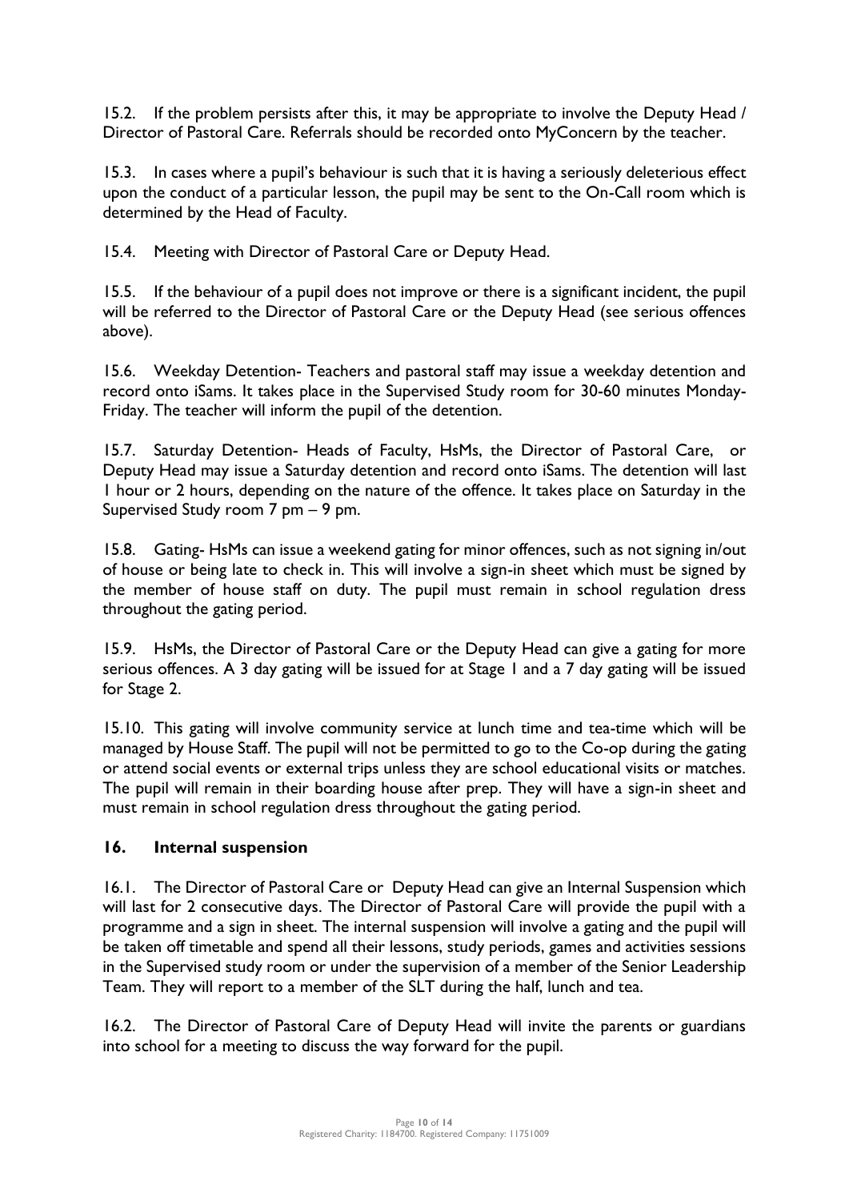15.2. If the problem persists after this, it may be appropriate to involve the Deputy Head / Director of Pastoral Care. Referrals should be recorded onto MyConcern by the teacher.

15.3. In cases where a pupil's behaviour is such that it is having a seriously deleterious effect upon the conduct of a particular lesson, the pupil may be sent to the On-Call room which is determined by the Head of Faculty.

15.4. Meeting with Director of Pastoral Care or Deputy Head.

15.5. If the behaviour of a pupil does not improve or there is a significant incident, the pupil will be referred to the Director of Pastoral Care or the Deputy Head (see serious offences above).

15.6. Weekday Detention- Teachers and pastoral staff may issue a weekday detention and record onto iSams. It takes place in the Supervised Study room for 30-60 minutes Monday-Friday. The teacher will inform the pupil of the detention.

15.7. Saturday Detention- Heads of Faculty, HsMs, the Director of Pastoral Care, or Deputy Head may issue a Saturday detention and record onto iSams. The detention will last 1 hour or 2 hours, depending on the nature of the offence. It takes place on Saturday in the Supervised Study room 7 pm – 9 pm.

15.8. Gating- HsMs can issue a weekend gating for minor offences, such as not signing in/out of house or being late to check in. This will involve a sign-in sheet which must be signed by the member of house staff on duty. The pupil must remain in school regulation dress throughout the gating period.

15.9. HsMs, the Director of Pastoral Care or the Deputy Head can give a gating for more serious offences. A 3 day gating will be issued for at Stage 1 and a 7 day gating will be issued for Stage 2.

15.10. This gating will involve community service at lunch time and tea-time which will be managed by House Staff. The pupil will not be permitted to go to the Co-op during the gating or attend social events or external trips unless they are school educational visits or matches. The pupil will remain in their boarding house after prep. They will have a sign-in sheet and must remain in school regulation dress throughout the gating period.

## 16. Internal suspension

16.1. The Director of Pastoral Care or Deputy Head can give an Internal Suspension which will last for 2 consecutive days. The Director of Pastoral Care will provide the pupil with a programme and a sign in sheet. The internal suspension will involve a gating and the pupil will be taken off timetable and spend all their lessons, study periods, games and activities sessions in the Supervised study room or under the supervision of a member of the Senior Leadership Team. They will report to a member of the SLT during the half, lunch and tea.

16.2. The Director of Pastoral Care of Deputy Head will invite the parents or guardians into school for a meeting to discuss the way forward for the pupil.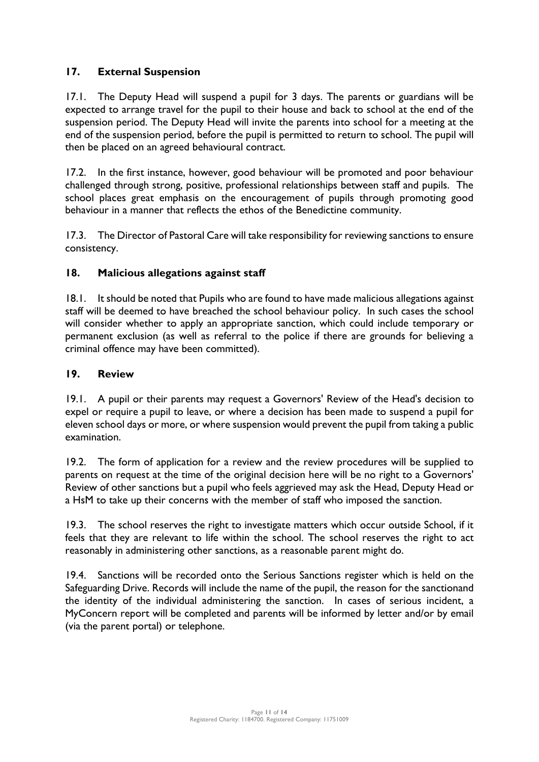## 17. External Suspension

17.1. The Deputy Head will suspend a pupil for 3 days. The parents or guardians will be expected to arrange travel for the pupil to their house and back to school at the end of the suspension period. The Deputy Head will invite the parents into school for a meeting at the end of the suspension period, before the pupil is permitted to return to school. The pupil will then be placed on an agreed behavioural contract.

17.2. In the first instance, however, good behaviour will be promoted and poor behaviour challenged through strong, positive, professional relationships between staff and pupils. The school places great emphasis on the encouragement of pupils through promoting good behaviour in a manner that reflects the ethos of the Benedictine community.

17.3. The Director of Pastoral Care will take responsibility for reviewing sanctions to ensure consistency.

## 18. Malicious allegations against staff

18.1. It should be noted that Pupils who are found to have made malicious allegations against staff will be deemed to have breached the school behaviour policy. In such cases the school will consider whether to apply an appropriate sanction, which could include temporary or permanent exclusion (as well as referral to the police if there are grounds for believing a criminal offence may have been committed).

## 19. Review

19.1. A pupil or their parents may request a Governors' Review of the Head's decision to expel or require a pupil to leave, or where a decision has been made to suspend a pupil for eleven school days or more, or where suspension would prevent the pupil from taking a public examination.

19.2. The form of application for a review and the review procedures will be supplied to parents on request at the time of the original decision here will be no right to a Governors' Review of other sanctions but a pupil who feels aggrieved may ask the Head, Deputy Head or a HsM to take up their concerns with the member of staff who imposed the sanction.

19.3. The school reserves the right to investigate matters which occur outside School, if it feels that they are relevant to life within the school. The school reserves the right to act reasonably in administering other sanctions, as a reasonable parent might do.

19.4. Sanctions will be recorded onto the Serious Sanctions register which is held on the Safeguarding Drive. Records will include the name of the pupil, the reason for the sanctionand the identity of the individual administering the sanction. In cases of serious incident, a MyConcern report will be completed and parents will be informed by letter and/or by email (via the parent portal) or telephone.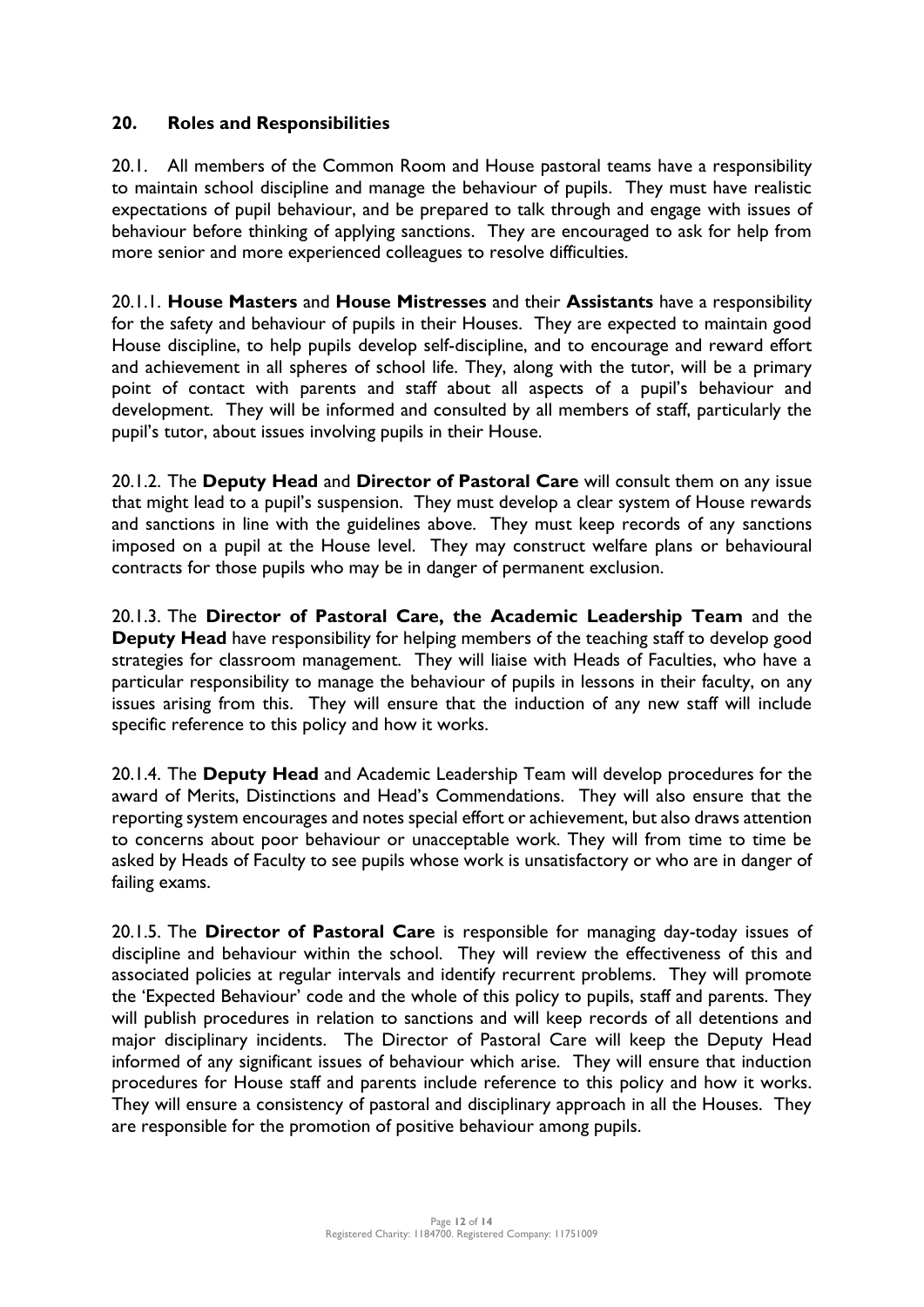## 20. Roles and Responsibilities

20.1. All members of the Common Room and House pastoral teams have a responsibility to maintain school discipline and manage the behaviour of pupils. They must have realistic expectations of pupil behaviour, and be prepared to talk through and engage with issues of behaviour before thinking of applying sanctions. They are encouraged to ask for help from more senior and more experienced colleagues to resolve difficulties.

20.1.1. **House Masters** and **House Mistresses** and their **Assistants** have a responsibility for the safety and behaviour of pupils in their Houses. They are expected to maintain good House discipline, to help pupils develop self-discipline, and to encourage and reward effort and achievement in all spheres of school life. They, along with the tutor, will be a primary point of contact with parents and staff about all aspects of a pupil's behaviour and development. They will be informed and consulted by all members of staff, particularly the pupil's tutor, about issues involving pupils in their House.

20.1.2. The **Deputy Head** and **Director of Pastoral Care** will consult them on any issue that might lead to a pupil's suspension. They must develop a clear system of House rewards and sanctions in line with the guidelines above. They must keep records of any sanctions imposed on a pupil at the House level. They may construct welfare plans or behavioural contracts for those pupils who may be in danger of permanent exclusion.

20.1.3. The **Director of Pastoral Care, the Academic Leadership Team** and the **Deputy Head** have responsibility for helping members of the teaching staff to develop good strategies for classroom management. They will liaise with Heads of Faculties, who have a particular responsibility to manage the behaviour of pupils in lessons in their faculty, on any issues arising from this. They will ensure that the induction of any new staff will include specific reference to this policy and how it works.

20.1.4. The **Deputy Head** and Academic Leadership Team will develop procedures for the award of Merits, Distinctions and Head's Commendations. They will also ensure that the reporting system encourages and notes special effort or achievement, but also draws attention to concerns about poor behaviour or unacceptable work. They will from time to time be asked by Heads of Faculty to see pupils whose work is unsatisfactory or who are in danger of failing exams.

20.1.5. The **Director of Pastoral Care** is responsible for managing day-today issues of discipline and behaviour within the school. They will review the effectiveness of this and associated policies at regular intervals and identify recurrent problems. They will promote the 'Expected Behaviour' code and the whole of this policy to pupils, staff and parents. They will publish procedures in relation to sanctions and will keep records of all detentions and major disciplinary incidents. The Director of Pastoral Care will keep the Deputy Head informed of any significant issues of behaviour which arise. They will ensure that induction procedures for House staff and parents include reference to this policy and how it works. They will ensure a consistency of pastoral and disciplinary approach in all the Houses. They are responsible for the promotion of positive behaviour among pupils.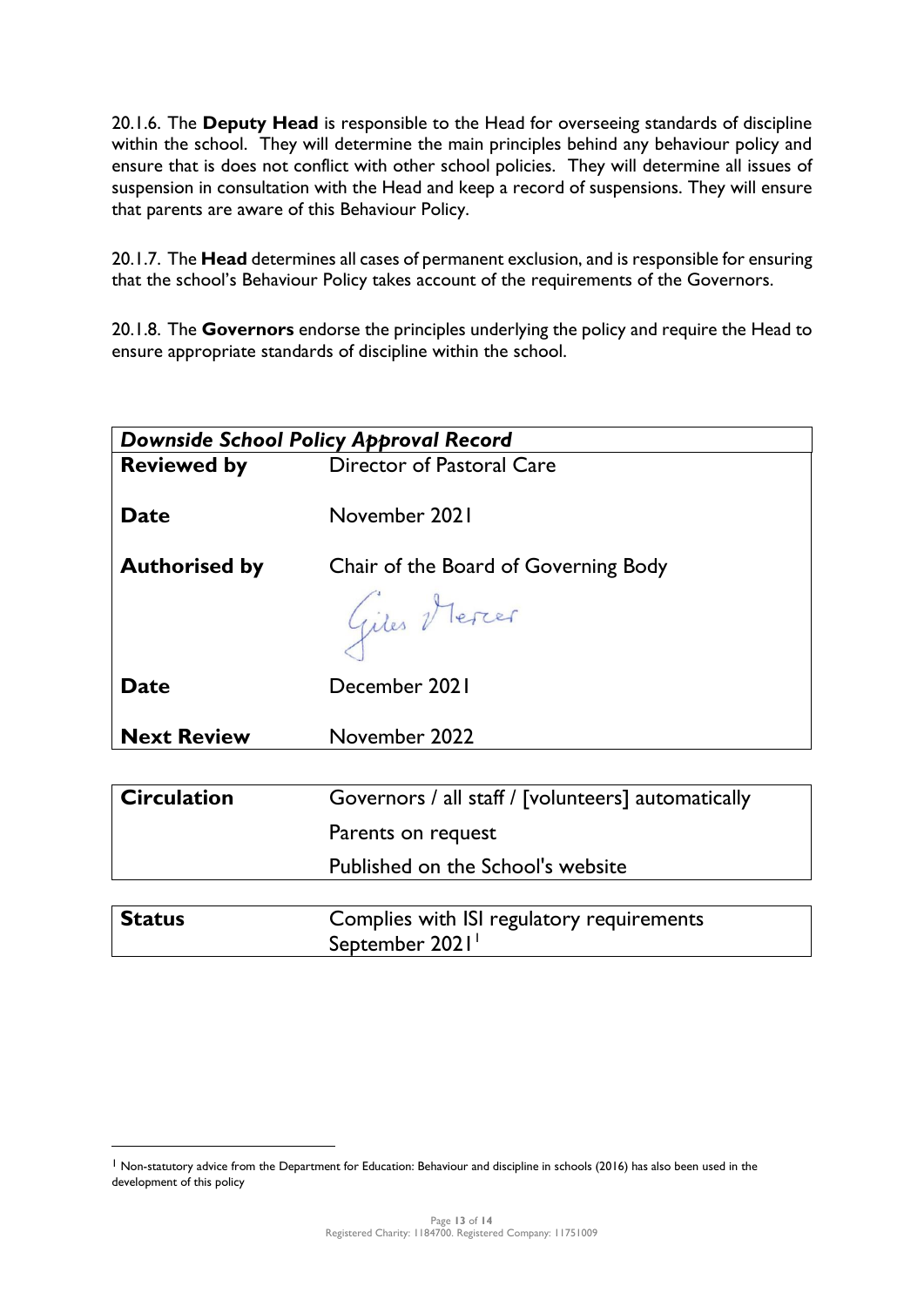20.1.6. The **Deputy Head** is responsible to the Head for overseeing standards of discipline within the school. They will determine the main principles behind any behaviour policy and ensure that is does not conflict with other school policies. They will determine all issues of suspension in consultation with the Head and keep a record of suspensions. They will ensure that parents are aware of this Behaviour Policy.

20.1.7. The **Head** determines all cases of permanent exclusion, and is responsible for ensuring that the school's Behaviour Policy takes account of the requirements of the Governors.

20.1.8. The **Governors** endorse the principles underlying the policy and require the Head to ensure appropriate standards of discipline within the school.

| ***Downside School Policy Approval Record*** | |
|---|---|
| **Reviewed by** | Director of Pastoral Care |
| **Date** | November 2021 |
| **Authorised by** | Chair of the Board of Governing Body<br>Giles Mercer |
| **Date** | December 2021 |
| **Next Review** | November 2022 |

| **Circulation** | Governors / all staff / [volunteers] automatically |
|---|---|
| | Parents on request |
| | Published on the School's website |

| **Status** | Complies with ISI regulatory requirements September 2021[1] |
|---|---|

[1] Non-statutory advice from the Department for Education: Behaviour and discipline in schools (2016) has also been used in the development of this policy

Registered Charity: 1184700. Registered Company: 11751009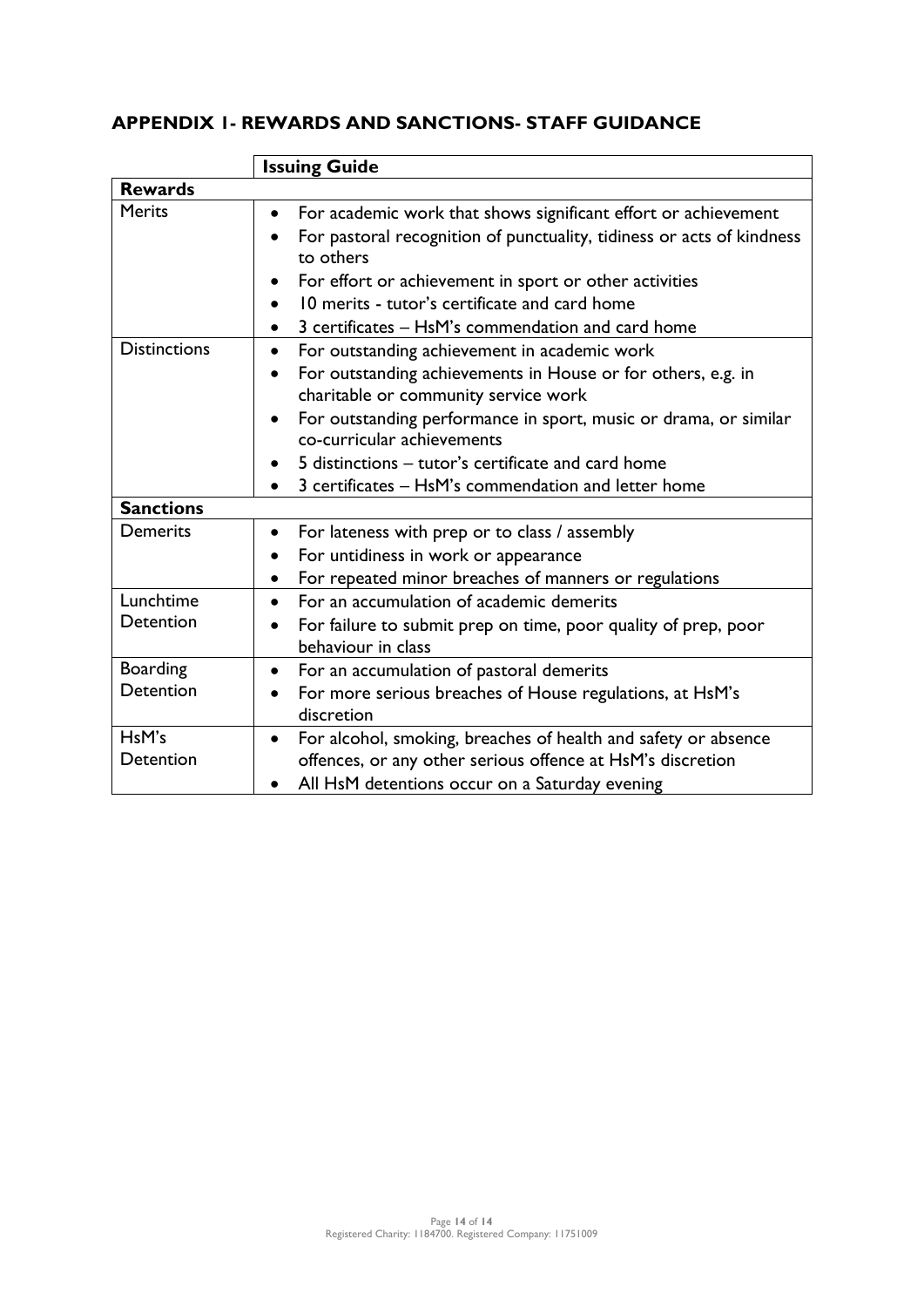## APPENDIX 1- REWARDS AND SANCTIONS- STAFF GUIDANCE

| | Issuing Guide |
|---|---|
| **Rewards** | |
| Merits | • For academic work that shows significant effort or achievement<br>• For pastoral recognition of punctuality, tidiness or acts of kindness to others<br>• For effort or achievement in sport or other activities<br>• 10 merits - tutor's certificate and card home<br>• 3 certificates – HsM's commendation and card home |
| Distinctions | • For outstanding achievement in academic work<br>• For outstanding achievements in House or for others, e.g. in charitable or community service work<br>• For outstanding performance in sport, music or drama, or similar co-curricular achievements<br>• 5 distinctions – tutor's certificate and card home<br>• 3 certificates – HsM's commendation and letter home |
| **Sanctions** | |
| Demerits | • For lateness with prep or to class / assembly<br>• For untidiness in work or appearance<br>• For repeated minor breaches of manners or regulations |
| Lunchtime Detention | • For an accumulation of academic demerits<br>• For failure to submit prep on time, poor quality of prep, poor behaviour in class |
| Boarding Detention | • For an accumulation of pastoral demerits<br>• For more serious breaches of House regulations, at HsM's discretion |
| HsM's Detention | • For alcohol, smoking, breaches of health and safety or absence offences, or any other serious offence at HsM's discretion<br>• All HsM detentions occur on a Saturday evening |

Registered Charity: 1184700. Registered Company: 11751009